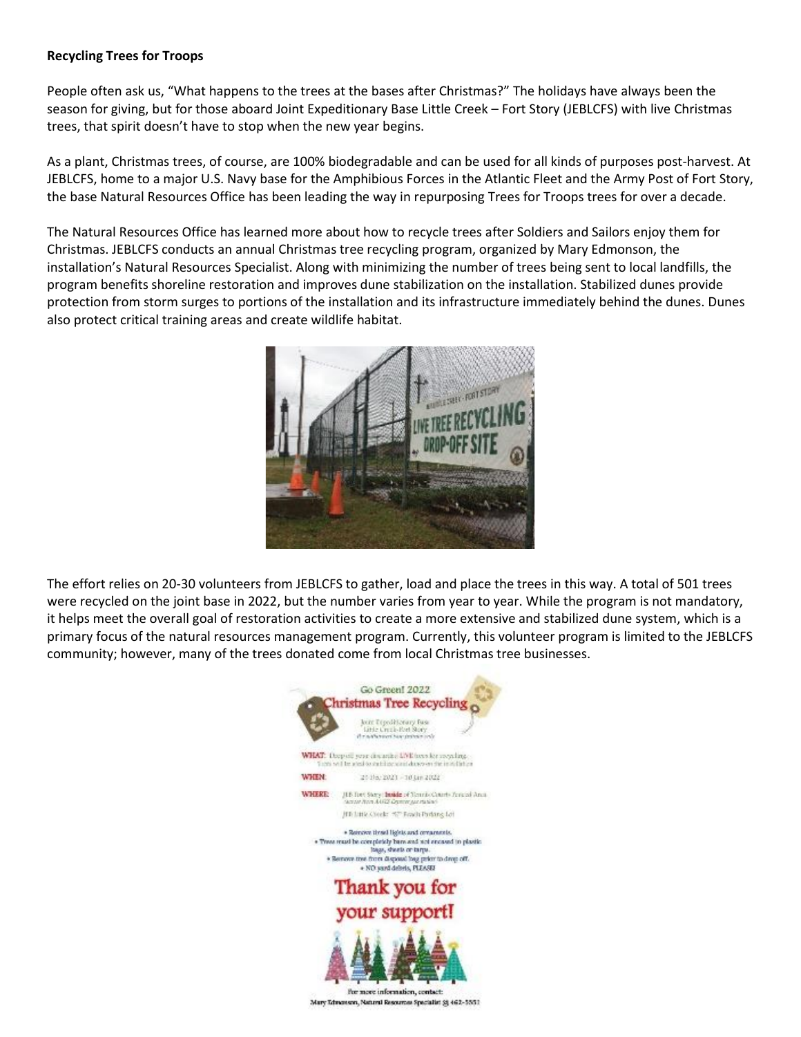**Recycling Trees for Troops**

People often ask us, "What happens to the trees at the bases after Christmas?" The holidays have always been the season for giving, but for those aboard Joint Expeditionary Base Little Creek – Fort Story (JEBLCFS) with live Christmas trees, that spirit doesn't have to stop when the new year begins.

As a plant, Christmas trees, of course, are 100% biodegradable and can be used for all kinds of purposes post-harvest. At JEBLCFS, home to a major U.S. Navy base for the Amphibious Forces in the Atlantic Fleet and the Army Post of Fort Story, the base Natural Resources Office has been leading the way in repurposing Trees for Troops trees for over a decade.

The Natural Resources Office has learned more about how to recycle trees after Soldiers and Sailors enjoy them for Christmas. JEBLCFS conducts an annual Christmas tree recycling program, organized by Mary Edmonson, the installation's Natural Resources Specialist. Along with minimizing the number of trees being sent to local landfills, the program benefits shoreline restoration and improves dune stabilization on the installation. Stabilized dunes provide protection from storm surges to portions of the installation and its infrastructure immediately behind the dunes. Dunes also protect critical training areas and create wildlife habitat.

The effort relies on 20-30 volunteers from JEBLCFS to gather, load and place the trees in this way. A total of 501 trees were recycled on the joint base in 2022, but the number varies from year to year. While the program is not mandatory, it helps meet the overall goal of restoration activities to create a more extensive and stabilized dune system, which is a primary focus of the natural resources management program. Currently, this volunteer program is limited to the JEBLCFS community; however, many of the trees donated come from local Christmas tree businesses.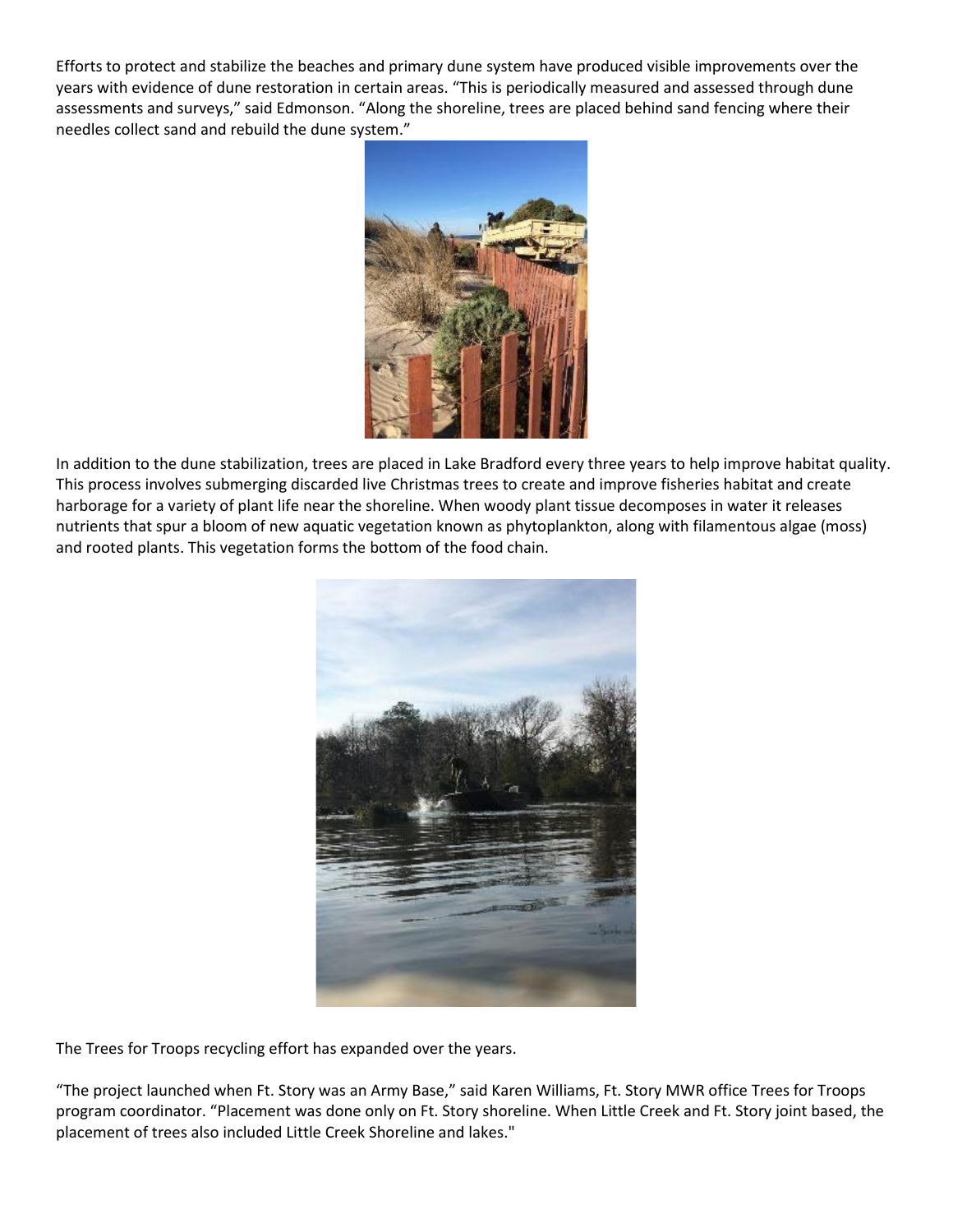Efforts to protect and stabilize the beaches and primary dune system have produced visible improvements over the years with evidence of dune restoration in certain areas. "This is periodically measured and assessed through dune assessments and surveys," said Edmonson. "Along the shoreline, trees are placed behind sand fencing where their needles collect sand and rebuild the dune system."

In addition to the dune stabilization, trees are placed in Lake Bradford every three years to help improve habitat quality. This process involves submerging discarded live Christmas trees to create and improve fisheries habitat and create harborage for a variety of plant life near the shoreline. When woody plant tissue decomposes in water it releases nutrients that spur a bloom of new aquatic vegetation known as phytoplankton, along with filamentous algae (moss) and rooted plants. This vegetation forms the bottom of the food chain.

The Trees for Troops recycling effort has expanded over the years.

"The project launched when Ft. Story was an Army Base," said Karen Williams, Ft. Story MWR office Trees for Troops program coordinator. "Placement was done only on Ft. Story shoreline. When Little Creek and Ft. Story joint based, the placement of trees also included Little Creek Shoreline and lakes."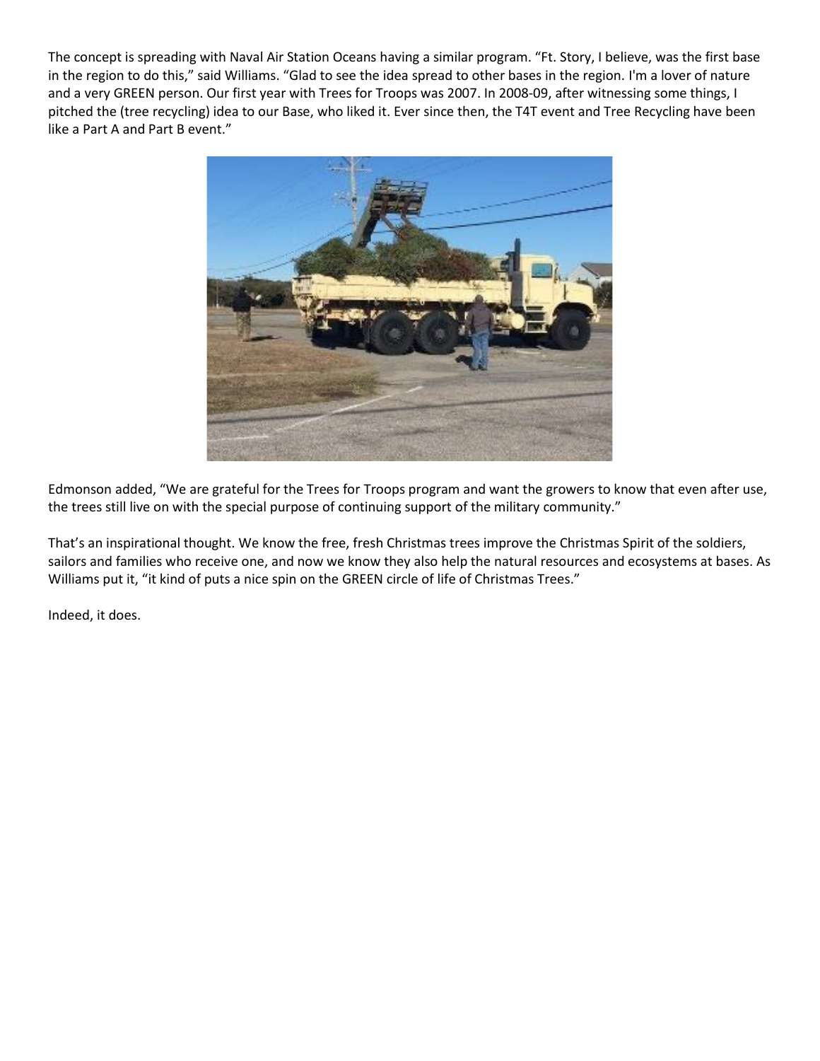The concept is spreading with Naval Air Station Oceans having a similar program. "Ft. Story, I believe, was the first base in the region to do this," said Williams. "Glad to see the idea spread to other bases in the region. I'm a lover of nature and a very GREEN person. Our first year with Trees for Troops was 2007. In 2008-09, after witnessing some things, I pitched the (tree recycling) idea to our Base, who liked it. Ever since then, the T4T event and Tree Recycling have been like a Part A and Part B event."

Edmonson added, "We are grateful for the Trees for Troops program and want the growers to know that even after use, the trees still live on with the special purpose of continuing support of the military community."

That's an inspirational thought. We know the free, fresh Christmas trees improve the Christmas Spirit of the soldiers, sailors and families who receive one, and now we know they also help the natural resources and ecosystems at bases. As Williams put it, "it kind of puts a nice spin on the GREEN circle of life of Christmas Trees."

Indeed, it does.